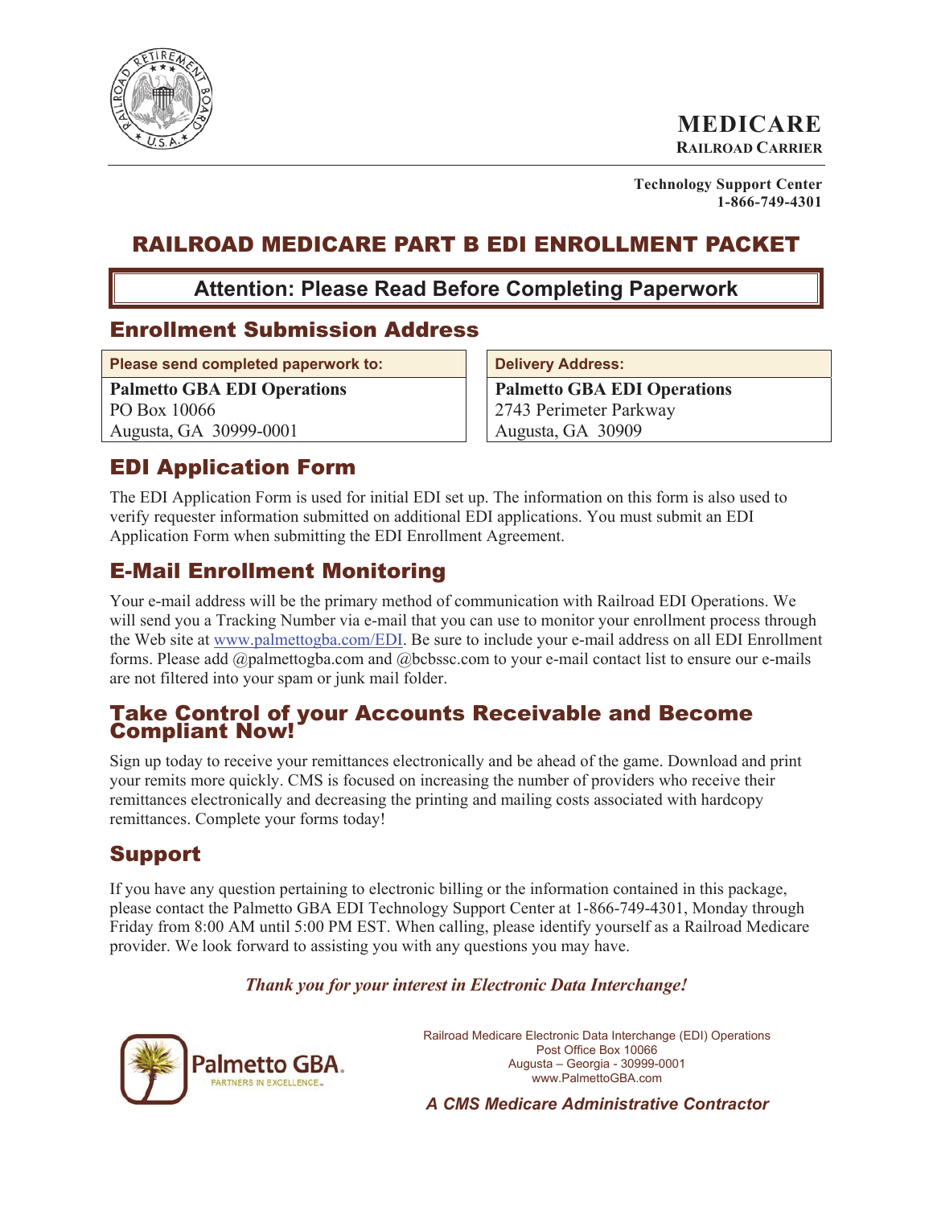**MEDICARE**
**RAILROAD CARRIER**

**Technology Support Center**
**1-866-749-4301**

# RAILROAD MEDICARE PART B EDI ENROLLMENT PACKET

## Attention: Please Read Before Completing Paperwork

## Enrollment Submission Address

| Please send completed paperwork to: | Delivery Address: |
|---|---|
| **Palmetto GBA EDI Operations** | **Palmetto GBA EDI Operations** |
| PO Box 10066 | 2743 Perimeter Parkway |
| Augusta, GA 30999-0001 | Augusta, GA 30909 |

## EDI Application Form

The EDI Application Form is used for initial EDI set up. The information on this form is also used to verify requester information submitted on additional EDI applications. You must submit an EDI Application Form when submitting the EDI Enrollment Agreement.

## E-Mail Enrollment Monitoring

Your e-mail address will be the primary method of communication with Railroad EDI Operations. We will send you a Tracking Number via e-mail that you can use to monitor your enrollment process through the Web site at www.palmettogba.com/EDI. Be sure to include your e-mail address on all EDI Enrollment forms. Please add @palmettogba.com and @bcbssc.com to your e-mail contact list to ensure our e-mails are not filtered into your spam or junk mail folder.

## Take Control of your Accounts Receivable and Become Compliant Now!

Sign up today to receive your remittances electronically and be ahead of the game. Download and print your remits more quickly. CMS is focused on increasing the number of providers who receive their remittances electronically and decreasing the printing and mailing costs associated with hardcopy remittances. Complete your forms today!

## Support

If you have any question pertaining to electronic billing or the information contained in this package, please contact the Palmetto GBA EDI Technology Support Center at 1-866-749-4301, Monday through Friday from 8:00 AM until 5:00 PM EST. When calling, please identify yourself as a Railroad Medicare provider. We look forward to assisting you with any questions you may have.

***Thank you for your interest in Electronic Data Interchange!***

Palmetto GBA. PARTNERS IN EXCELLENCE.

Railroad Medicare Electronic Data Interchange (EDI) Operations
Post Office Box 10066
Augusta – Georgia - 30999-0001
www.PalmettoGBA.com

***A CMS Medicare Administrative Contractor***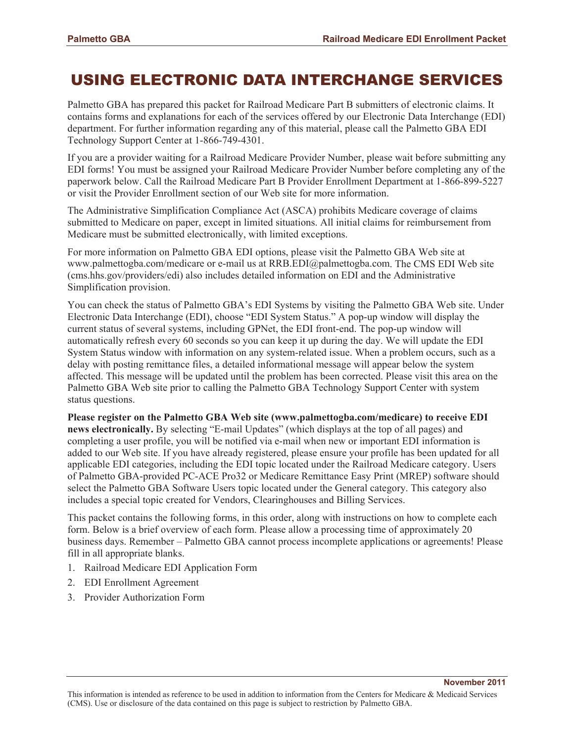# USING ELECTRONIC DATA INTERCHANGE SERVICES

Palmetto GBA has prepared this packet for Railroad Medicare Part B submitters of electronic claims. It contains forms and explanations for each of the services offered by our Electronic Data Interchange (EDI) department. For further information regarding any of this material, please call the Palmetto GBA EDI Technology Support Center at 1-866-749-4301.

If you are a provider waiting for a Railroad Medicare Provider Number, please wait before submitting any EDI forms! You must be assigned your Railroad Medicare Provider Number before completing any of the paperwork below. Call the Railroad Medicare Part B Provider Enrollment Department at 1-866-899-5227 or visit the Provider Enrollment section of our Web site for more information.

The Administrative Simplification Compliance Act (ASCA) prohibits Medicare coverage of claims submitted to Medicare on paper, except in limited situations. All initial claims for reimbursement from Medicare must be submitted electronically, with limited exceptions.

For more information on Palmetto GBA EDI options, please visit the Palmetto GBA Web site at www.palmettogba.com/medicare or e-mail us at RRB.EDI@palmettogba.com. The CMS EDI Web site (cms.hhs.gov/providers/edi) also includes detailed information on EDI and the Administrative Simplification provision.

You can check the status of Palmetto GBA's EDI Systems by visiting the Palmetto GBA Web site. Under Electronic Data Interchange (EDI), choose "EDI System Status." A pop-up window will display the current status of several systems, including GPNet, the EDI front-end. The pop-up window will automatically refresh every 60 seconds so you can keep it up during the day. We will update the EDI System Status window with information on any system-related issue. When a problem occurs, such as a delay with posting remittance files, a detailed informational message will appear below the system affected. This message will be updated until the problem has been corrected. Please visit this area on the Palmetto GBA Web site prior to calling the Palmetto GBA Technology Support Center with system status questions.

**Please register on the Palmetto GBA Web site (www.palmettogba.com/medicare) to receive EDI news electronically.** By selecting "E-mail Updates" (which displays at the top of all pages) and completing a user profile, you will be notified via e-mail when new or important EDI information is added to our Web site. If you have already registered, please ensure your profile has been updated for all applicable EDI categories, including the EDI topic located under the Railroad Medicare category. Users of Palmetto GBA-provided PC-ACE Pro32 or Medicare Remittance Easy Print (MREP) software should select the Palmetto GBA Software Users topic located under the General category. This category also includes a special topic created for Vendors, Clearinghouses and Billing Services.

This packet contains the following forms, in this order, along with instructions on how to complete each form. Below is a brief overview of each form. Please allow a processing time of approximately 20 business days. Remember – Palmetto GBA cannot process incomplete applications or agreements! Please fill in all appropriate blanks.

1. Railroad Medicare EDI Application Form
2. EDI Enrollment Agreement
3. Provider Authorization Form

This information is intended as reference to be used in addition to information from the Centers for Medicare & Medicaid Services (CMS). Use or disclosure of the data contained on this page is subject to restriction by Palmetto GBA.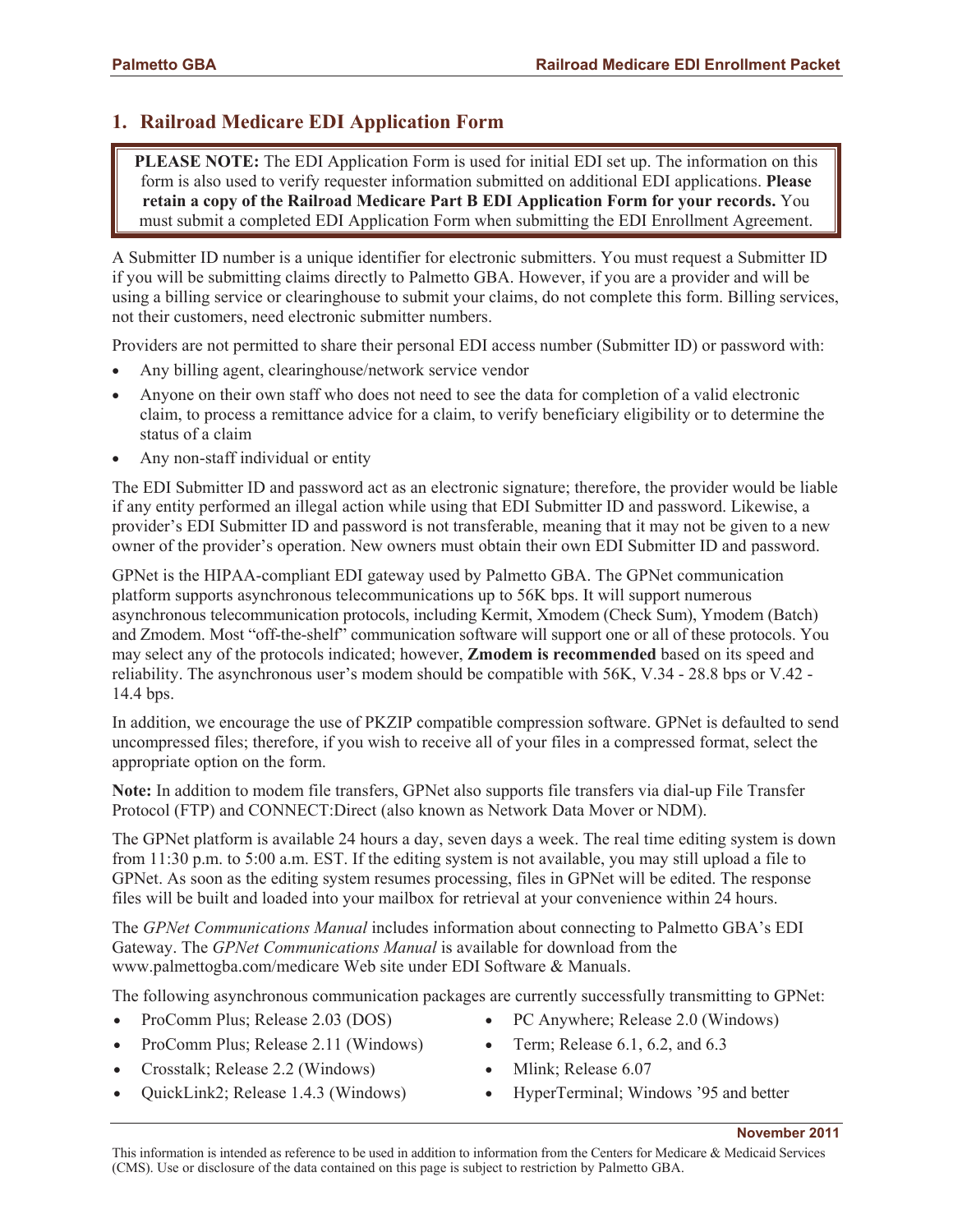## 1. Railroad Medicare EDI Application Form

> **PLEASE NOTE:** The EDI Application Form is used for initial EDI set up. The information on this form is also used to verify requester information submitted on additional EDI applications. **Please retain a copy of the Railroad Medicare Part B EDI Application Form for your records.** You must submit a completed EDI Application Form when submitting the EDI Enrollment Agreement.

A Submitter ID number is a unique identifier for electronic submitters. You must request a Submitter ID if you will be submitting claims directly to Palmetto GBA. However, if you are a provider and will be using a billing service or clearinghouse to submit your claims, do not complete this form. Billing services, not their customers, need electronic submitter numbers.

Providers are not permitted to share their personal EDI access number (Submitter ID) or password with:

- Any billing agent, clearinghouse/network service vendor
- Anyone on their own staff who does not need to see the data for completion of a valid electronic claim, to process a remittance advice for a claim, to verify beneficiary eligibility or to determine the status of a claim
- Any non-staff individual or entity

The EDI Submitter ID and password act as an electronic signature; therefore, the provider would be liable if any entity performed an illegal action while using that EDI Submitter ID and password. Likewise, a provider's EDI Submitter ID and password is not transferable, meaning that it may not be given to a new owner of the provider's operation. New owners must obtain their own EDI Submitter ID and password.

GPNet is the HIPAA-compliant EDI gateway used by Palmetto GBA. The GPNet communication platform supports asynchronous telecommunications up to 56K bps. It will support numerous asynchronous telecommunication protocols, including Kermit, Xmodem (Check Sum), Ymodem (Batch) and Zmodem. Most "off-the-shelf" communication software will support one or all of these protocols. You may select any of the protocols indicated; however, **Zmodem is recommended** based on its speed and reliability. The asynchronous user's modem should be compatible with 56K, V.34 - 28.8 bps or V.42 - 14.4 bps.

In addition, we encourage the use of PKZIP compatible compression software. GPNet is defaulted to send uncompressed files; therefore, if you wish to receive all of your files in a compressed format, select the appropriate option on the form.

**Note:** In addition to modem file transfers, GPNet also supports file transfers via dial-up File Transfer Protocol (FTP) and CONNECT:Direct (also known as Network Data Mover or NDM).

The GPNet platform is available 24 hours a day, seven days a week. The real time editing system is down from 11:30 p.m. to 5:00 a.m. EST. If the editing system is not available, you may still upload a file to GPNet. As soon as the editing system resumes processing, files in GPNet will be edited. The response files will be built and loaded into your mailbox for retrieval at your convenience within 24 hours.

The *GPNet Communications Manual* includes information about connecting to Palmetto GBA's EDI Gateway. The *GPNet Communications Manual* is available for download from the www.palmettogba.com/medicare Web site under EDI Software & Manuals.

The following asynchronous communication packages are currently successfully transmitting to GPNet:

- ProComm Plus; Release 2.03 (DOS)
- ProComm Plus; Release 2.11 (Windows)
- Crosstalk; Release 2.2 (Windows)
- QuickLink2; Release 1.4.3 (Windows)
- PC Anywhere; Release 2.0 (Windows)
- Term; Release 6.1, 6.2, and 6.3
- Mlink; Release 6.07
- HyperTerminal; Windows '95 and better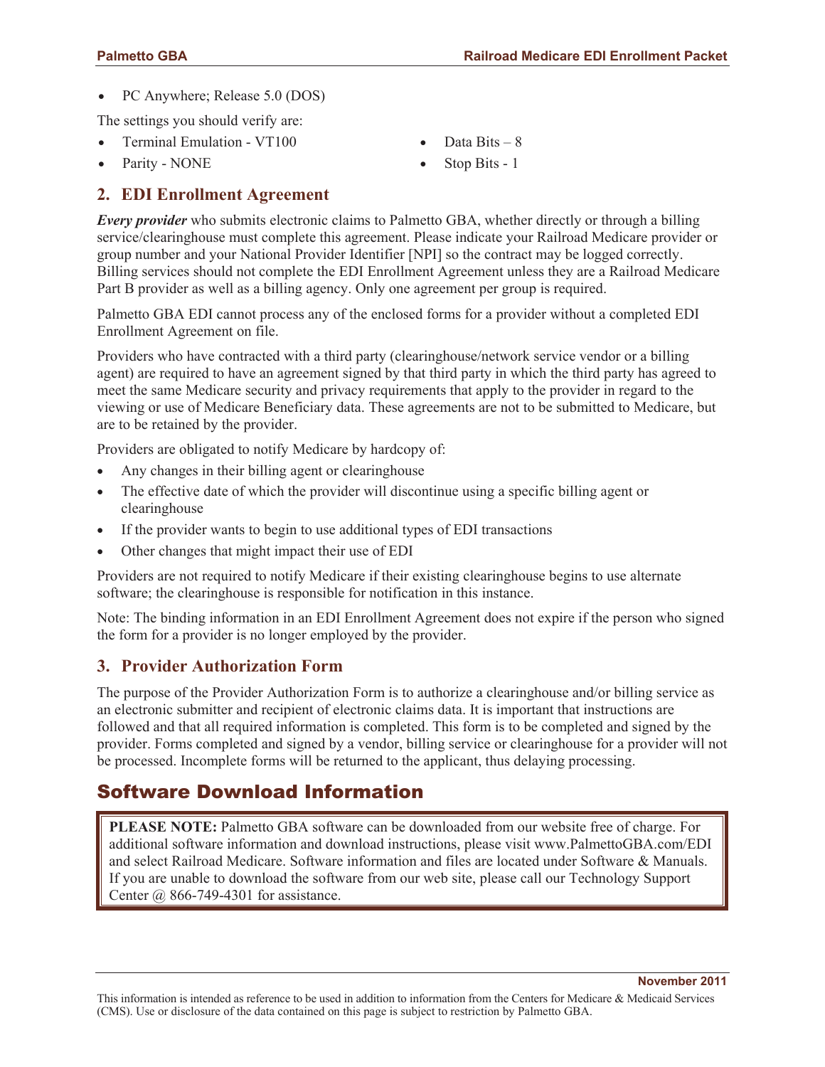- PC Anywhere; Release 5.0 (DOS)

The settings you should verify are:

- Terminal Emulation - VT100
- Parity - NONE
- Data Bits – 8
- Stop Bits - 1

## 2. EDI Enrollment Agreement

***Every provider*** who submits electronic claims to Palmetto GBA, whether directly or through a billing service/clearinghouse must complete this agreement. Please indicate your Railroad Medicare provider or group number and your National Provider Identifier [NPI] so the contract may be logged correctly. Billing services should not complete the EDI Enrollment Agreement unless they are a Railroad Medicare Part B provider as well as a billing agency. Only one agreement per group is required.

Palmetto GBA EDI cannot process any of the enclosed forms for a provider without a completed EDI Enrollment Agreement on file.

Providers who have contracted with a third party (clearinghouse/network service vendor or a billing agent) are required to have an agreement signed by that third party in which the third party has agreed to meet the same Medicare security and privacy requirements that apply to the provider in regard to the viewing or use of Medicare Beneficiary data. These agreements are not to be submitted to Medicare, but are to be retained by the provider.

Providers are obligated to notify Medicare by hardcopy of:

- Any changes in their billing agent or clearinghouse
- The effective date of which the provider will discontinue using a specific billing agent or clearinghouse
- If the provider wants to begin to use additional types of EDI transactions
- Other changes that might impact their use of EDI

Providers are not required to notify Medicare if their existing clearinghouse begins to use alternate software; the clearinghouse is responsible for notification in this instance.

Note: The binding information in an EDI Enrollment Agreement does not expire if the person who signed the form for a provider is no longer employed by the provider.

## 3. Provider Authorization Form

The purpose of the Provider Authorization Form is to authorize a clearinghouse and/or billing service as an electronic submitter and recipient of electronic claims data. It is important that instructions are followed and that all required information is completed. This form is to be completed and signed by the provider. Forms completed and signed by a vendor, billing service or clearinghouse for a provider will not be processed. Incomplete forms will be returned to the applicant, thus delaying processing.

# Software Download Information

**PLEASE NOTE:** Palmetto GBA software can be downloaded from our website free of charge. For additional software information and download instructions, please visit www.PalmettoGBA.com/EDI and select Railroad Medicare. Software information and files are located under Software & Manuals. If you are unable to download the software from our web site, please call our Technology Support Center @ 866-749-4301 for assistance.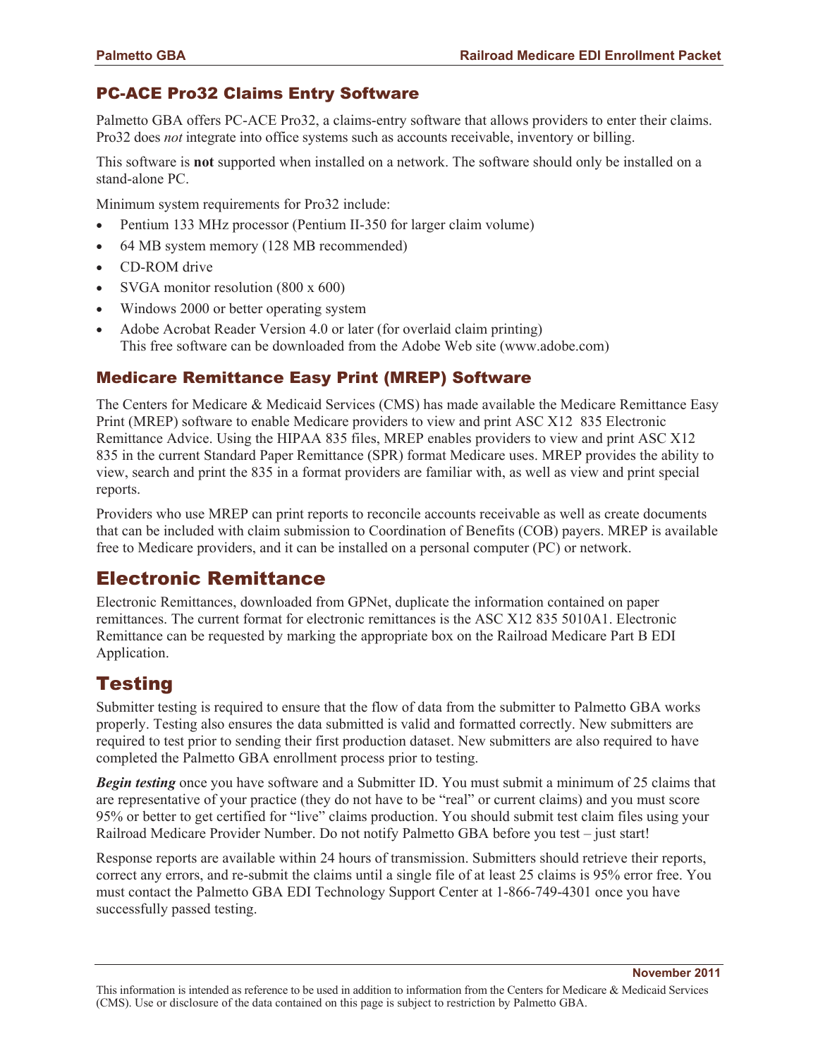### PC-ACE Pro32 Claims Entry Software

Palmetto GBA offers PC-ACE Pro32, a claims-entry software that allows providers to enter their claims. Pro32 does *not* integrate into office systems such as accounts receivable, inventory or billing.

This software is **not** supported when installed on a network. The software should only be installed on a stand-alone PC.

Minimum system requirements for Pro32 include:

- Pentium 133 MHz processor (Pentium II-350 for larger claim volume)
- 64 MB system memory (128 MB recommended)
- CD-ROM drive
- SVGA monitor resolution (800 x 600)
- Windows 2000 or better operating system
- Adobe Acrobat Reader Version 4.0 or later (for overlaid claim printing)
  This free software can be downloaded from the Adobe Web site (www.adobe.com)

### Medicare Remittance Easy Print (MREP) Software

The Centers for Medicare & Medicaid Services (CMS) has made available the Medicare Remittance Easy Print (MREP) software to enable Medicare providers to view and print ASC X12 835 Electronic Remittance Advice. Using the HIPAA 835 files, MREP enables providers to view and print ASC X12 835 in the current Standard Paper Remittance (SPR) format Medicare uses. MREP provides the ability to view, search and print the 835 in a format providers are familiar with, as well as view and print special reports.

Providers who use MREP can print reports to reconcile accounts receivable as well as create documents that can be included with claim submission to Coordination of Benefits (COB) payers. MREP is available free to Medicare providers, and it can be installed on a personal computer (PC) or network.

## Electronic Remittance

Electronic Remittances, downloaded from GPNet, duplicate the information contained on paper remittances. The current format for electronic remittances is the ASC X12 835 5010A1. Electronic Remittance can be requested by marking the appropriate box on the Railroad Medicare Part B EDI Application.

## Testing

Submitter testing is required to ensure that the flow of data from the submitter to Palmetto GBA works properly. Testing also ensures the data submitted is valid and formatted correctly. New submitters are required to test prior to sending their first production dataset. New submitters are also required to have completed the Palmetto GBA enrollment process prior to testing.

***Begin testing*** once you have software and a Submitter ID. You must submit a minimum of 25 claims that are representative of your practice (they do not have to be "real" or current claims) and you must score 95% or better to get certified for "live" claims production. You should submit test claim files using your Railroad Medicare Provider Number. Do not notify Palmetto GBA before you test – just start!

Response reports are available within 24 hours of transmission. Submitters should retrieve their reports, correct any errors, and re-submit the claims until a single file of at least 25 claims is 95% error free. You must contact the Palmetto GBA EDI Technology Support Center at 1-866-749-4301 once you have successfully passed testing.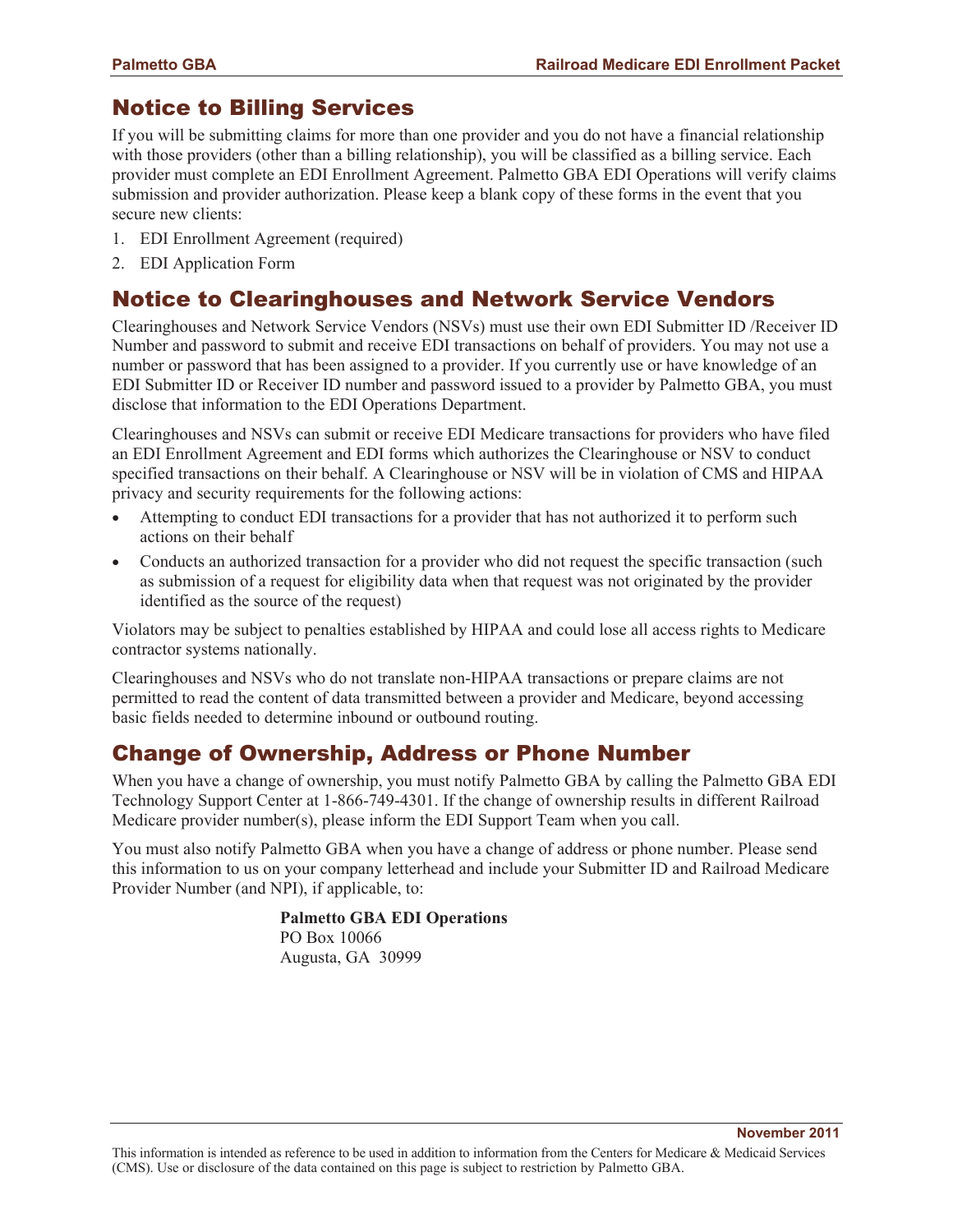## Notice to Billing Services

If you will be submitting claims for more than one provider and you do not have a financial relationship with those providers (other than a billing relationship), you will be classified as a billing service. Each provider must complete an EDI Enrollment Agreement. Palmetto GBA EDI Operations will verify claims submission and provider authorization. Please keep a blank copy of these forms in the event that you secure new clients:

1. EDI Enrollment Agreement (required)
2. EDI Application Form

## Notice to Clearinghouses and Network Service Vendors

Clearinghouses and Network Service Vendors (NSVs) must use their own EDI Submitter ID /Receiver ID Number and password to submit and receive EDI transactions on behalf of providers. You may not use a number or password that has been assigned to a provider. If you currently use or have knowledge of an EDI Submitter ID or Receiver ID number and password issued to a provider by Palmetto GBA, you must disclose that information to the EDI Operations Department.

Clearinghouses and NSVs can submit or receive EDI Medicare transactions for providers who have filed an EDI Enrollment Agreement and EDI forms which authorizes the Clearinghouse or NSV to conduct specified transactions on their behalf. A Clearinghouse or NSV will be in violation of CMS and HIPAA privacy and security requirements for the following actions:

- Attempting to conduct EDI transactions for a provider that has not authorized it to perform such actions on their behalf
- Conducts an authorized transaction for a provider who did not request the specific transaction (such as submission of a request for eligibility data when that request was not originated by the provider identified as the source of the request)

Violators may be subject to penalties established by HIPAA and could lose all access rights to Medicare contractor systems nationally.

Clearinghouses and NSVs who do not translate non-HIPAA transactions or prepare claims are not permitted to read the content of data transmitted between a provider and Medicare, beyond accessing basic fields needed to determine inbound or outbound routing.

## Change of Ownership, Address or Phone Number

When you have a change of ownership, you must notify Palmetto GBA by calling the Palmetto GBA EDI Technology Support Center at 1-866-749-4301. If the change of ownership results in different Railroad Medicare provider number(s), please inform the EDI Support Team when you call.

You must also notify Palmetto GBA when you have a change of address or phone number. Please send this information to us on your company letterhead and include your Submitter ID and Railroad Medicare Provider Number (and NPI), if applicable, to:

**Palmetto GBA EDI Operations**
PO Box 10066
Augusta, GA 30999

November 2011

This information is intended as reference to be used in addition to information from the Centers for Medicare & Medicaid Services (CMS). Use or disclosure of the data contained on this page is subject to restriction by Palmetto GBA.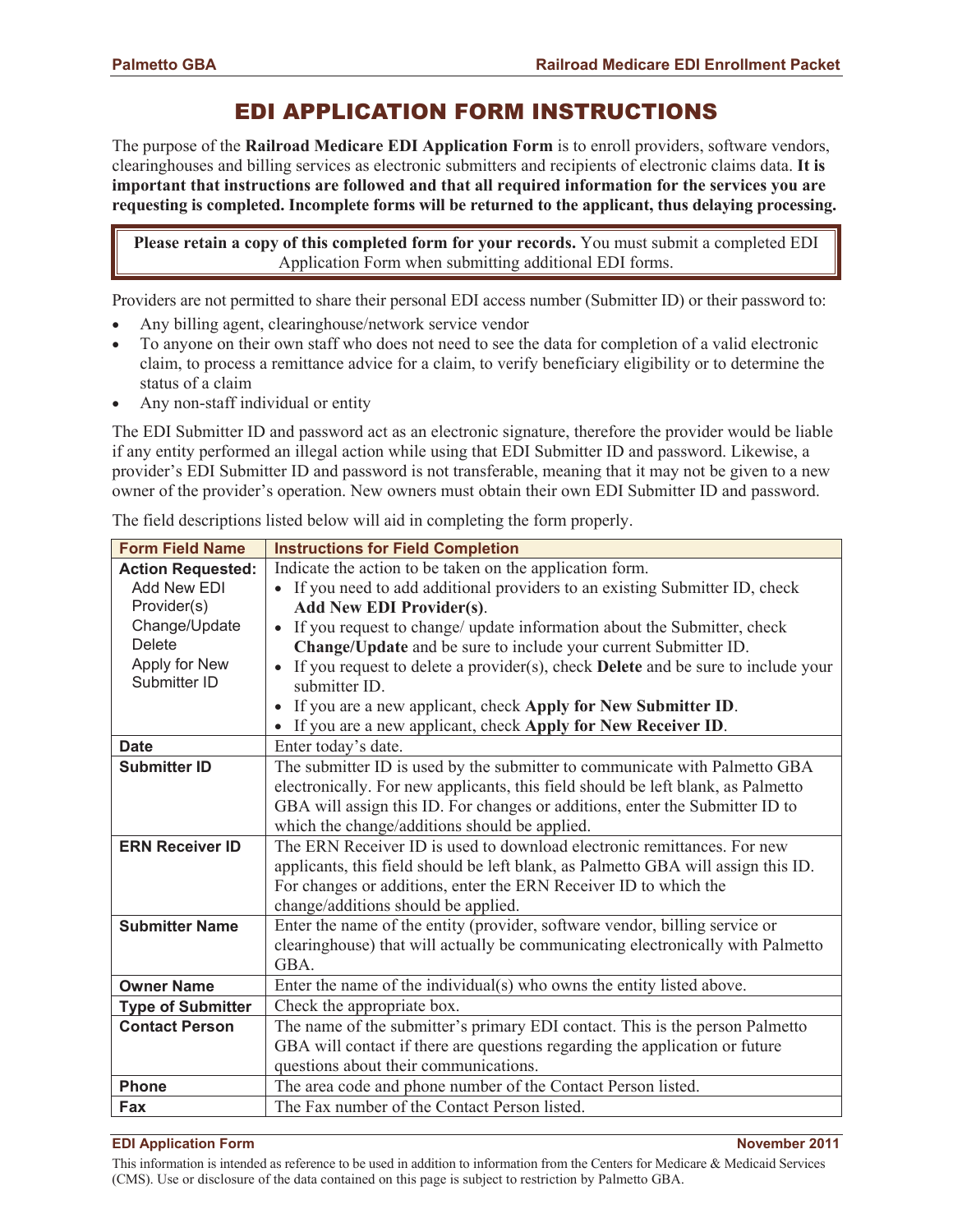# EDI APPLICATION FORM INSTRUCTIONS

The purpose of the **Railroad Medicare EDI Application Form** is to enroll providers, software vendors, clearinghouses and billing services as electronic submitters and recipients of electronic claims data. **It is important that instructions are followed and that all required information for the services you are requesting is completed. Incomplete forms will be returned to the applicant, thus delaying processing.**

> **Please retain a copy of this completed form for your records.** You must submit a completed EDI Application Form when submitting additional EDI forms.

Providers are not permitted to share their personal EDI access number (Submitter ID) or their password to:

- Any billing agent, clearinghouse/network service vendor
- To anyone on their own staff who does not need to see the data for completion of a valid electronic claim, to process a remittance advice for a claim, to verify beneficiary eligibility or to determine the status of a claim
- Any non-staff individual or entity

The EDI Submitter ID and password act as an electronic signature, therefore the provider would be liable if any entity performed an illegal action while using that EDI Submitter ID and password. Likewise, a provider's EDI Submitter ID and password is not transferable, meaning that it may not be given to a new owner of the provider's operation. New owners must obtain their own EDI Submitter ID and password.

The field descriptions listed below will aid in completing the form properly.

| Form Field Name | Instructions for Field Completion |
|---|---|
| **Action Requested:** Add New EDI Provider(s) Change/Update Delete Apply for New Submitter ID | Indicate the action to be taken on the application form.<br>• If you need to add additional providers to an existing Submitter ID, check **Add New EDI Provider(s)**.<br>• If you request to change/ update information about the Submitter, check **Change/Update** and be sure to include your current Submitter ID.<br>• If you request to delete a provider(s), check **Delete** and be sure to include your submitter ID.<br>• If you are a new applicant, check **Apply for New Submitter ID**.<br>• If you are a new applicant, check **Apply for New Receiver ID**. |
| **Date** | Enter today's date. |
| **Submitter ID** | The submitter ID is used by the submitter to communicate with Palmetto GBA electronically. For new applicants, this field should be left blank, as Palmetto GBA will assign this ID. For changes or additions, enter the Submitter ID to which the change/additions should be applied. |
| **ERN Receiver ID** | The ERN Receiver ID is used to download electronic remittances. For new applicants, this field should be left blank, as Palmetto GBA will assign this ID. For changes or additions, enter the ERN Receiver ID to which the change/additions should be applied. |
| **Submitter Name** | Enter the name of the entity (provider, software vendor, billing service or clearinghouse) that will actually be communicating electronically with Palmetto GBA. |
| **Owner Name** | Enter the name of the individual(s) who owns the entity listed above. |
| **Type of Submitter** | Check the appropriate box. |
| **Contact Person** | The name of the submitter's primary EDI contact. This is the person Palmetto GBA will contact if there are questions regarding the application or future questions about their communications. |
| **Phone** | The area code and phone number of the Contact Person listed. |
| **Fax** | The Fax number of the Contact Person listed. |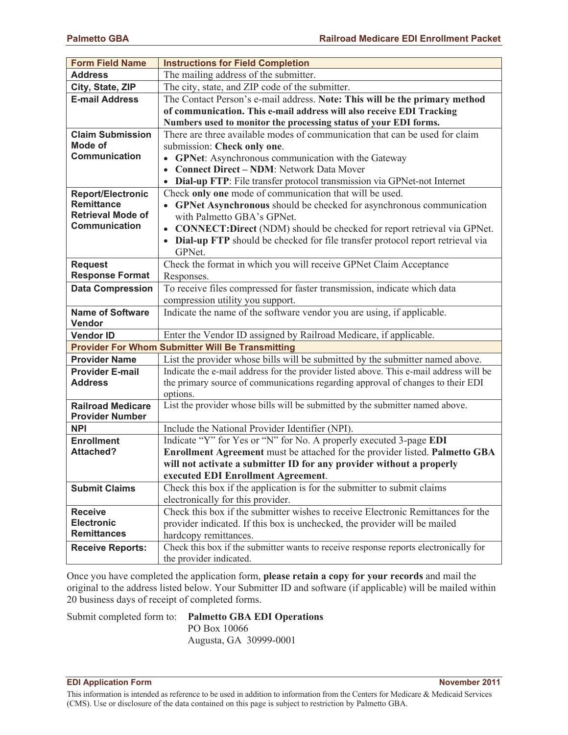| Form Field Name | Instructions for Field Completion |
|---|---|
| **Address** | The mailing address of the submitter. |
| **City, State, ZIP** | The city, state, and ZIP code of the submitter. |
| **E-mail Address** | The Contact Person's e-mail address. **Note: This will be the primary method of communication. This e-mail address will also receive EDI Tracking Numbers used to monitor the processing status of your EDI forms.** |
| **Claim Submission Mode of Communication** | There are three available modes of communication that can be used for claim submission: **Check only one**.<br>• **GPNet**: Asynchronous communication with the Gateway<br>• **Connect Direct – NDM**: Network Data Mover<br>• **Dial-up FTP**: File transfer protocol transmission via GPNet-not Internet |
| **Report/Electronic Remittance Retrieval Mode of Communication** | Check **only one** mode of communication that will be used.<br>• **GPNet Asynchronous** should be checked for asynchronous communication with Palmetto GBA's GPNet.<br>• **CONNECT:Direct** (NDM) should be checked for report retrieval via GPNet.<br>• **Dial-up FTP** should be checked for file transfer protocol report retrieval via GPNet. |
| **Request Response Format** | Check the format in which you will receive GPNet Claim Acceptance Responses. |
| **Data Compression** | To receive files compressed for faster transmission, indicate which data compression utility you support. |
| **Name of Software Vendor** | Indicate the name of the software vendor you are using, if applicable. |
| **Vendor ID** | Enter the Vendor ID assigned by Railroad Medicare, if applicable. |
| **Provider For Whom Submitter Will Be Transmitting** | |
| **Provider Name** | List the provider whose bills will be submitted by the submitter named above. |
| **Provider E-mail Address** | Indicate the e-mail address for the provider listed above. This e-mail address will be the primary source of communications regarding approval of changes to their EDI options. |
| **Railroad Medicare Provider Number** | List the provider whose bills will be submitted by the submitter named above. |
| **NPI** | Include the National Provider Identifier (NPI). |
| **Enrollment Attached?** | Indicate "Y" for Yes or "N" for No. A properly executed 3-page **EDI Enrollment Agreement** must be attached for the provider listed. **Palmetto GBA will not activate a submitter ID for any provider without a properly executed EDI Enrollment Agreement**. |
| **Submit Claims** | Check this box if the application is for the submitter to submit claims electronically for this provider. |
| **Receive Electronic Remittances** | Check this box if the submitter wishes to receive Electronic Remittances for the provider indicated. If this box is unchecked, the provider will be mailed hardcopy remittances. |
| **Receive Reports:** | Check this box if the submitter wants to receive response reports electronically for the provider indicated. |

Once you have completed the application form, **please retain a copy for your records** and mail the original to the address listed below. Your Submitter ID and software (if applicable) will be mailed within 20 business days of receipt of completed forms.

Submit completed form to:

**Palmetto GBA EDI Operations**
PO Box 10066
Augusta, GA 30999-0001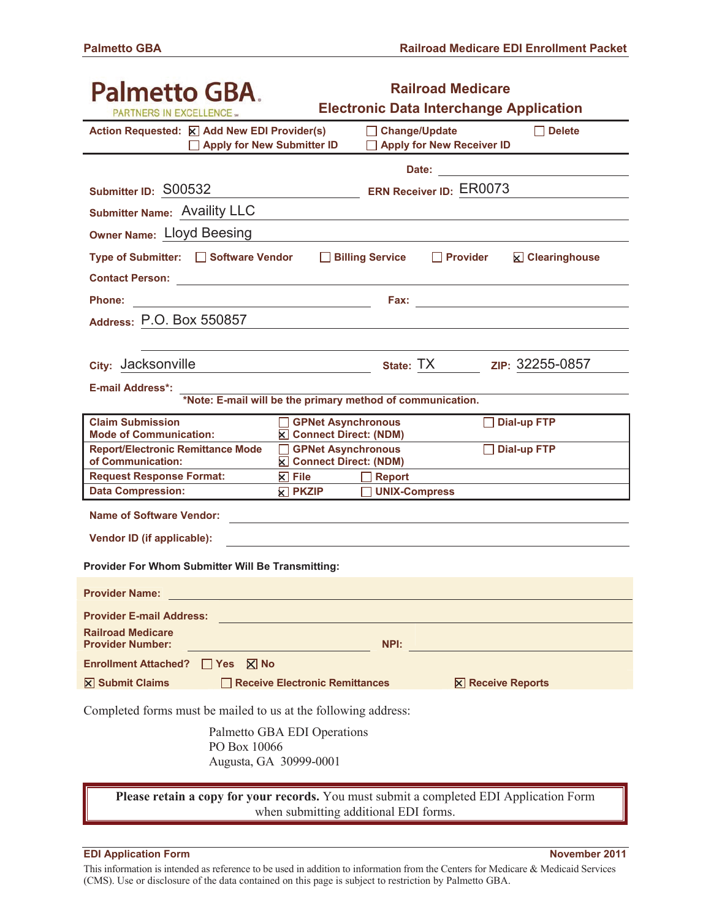**Palmetto GBA**
PARTNERS IN EXCELLENCE

## Railroad Medicare Electronic Data Interchange Application

**Action Requested:** ☒ Add New EDI Provider(s) ☐ Change/Update ☐ Delete ☐ Apply for New Submitter ID ☐ Apply for New Receiver ID

**Date:**

**Submitter ID:** S00532 **ERN Receiver ID:** ER0073

**Submitter Name:** Availity LLC

**Owner Name:** Lloyd Beesing

**Type of Submitter:** ☐ Software Vendor ☐ Billing Service ☐ Provider ☒ Clearinghouse

**Contact Person:**

**Phone:** **Fax:**

**Address:** P.O. Box 550857

**City:** Jacksonville **State:** TX **ZIP:** 32255-0857

**E-mail Address\*:**

**\*Note: E-mail will be the primary method of communication.**

| | | | |
|---|---|---|---|
| **Claim Submission Mode of Communication:** | ☐ GPNet Asynchronous<br>☒ Connect Direct: (NDM) | | ☐ Dial-up FTP |
| **Report/Electronic Remittance Mode of Communication:** | ☐ GPNet Asynchronous<br>☒ Connect Direct: (NDM) | | ☐ Dial-up FTP |
| **Request Response Format:** | ☒ File | ☐ Report | |
| **Data Compression:** | ☒ PKZIP | ☐ UNIX-Compress | |

**Name of Software Vendor:**

**Vendor ID (if applicable):**

**Provider For Whom Submitter Will Be Transmitting:**

**Provider Name:**

**Provider E-mail Address:**

**Railroad Medicare Provider Number:** **NPI:**

**Enrollment Attached?** ☐ Yes ☒ No

☒ Submit Claims ☐ Receive Electronic Remittances ☒ Receive Reports

Completed forms must be mailed to us at the following address:

Palmetto GBA EDI Operations
PO Box 10066
Augusta, GA 30999-0001

**Please retain a copy for your records.** You must submit a completed EDI Application Form when submitting additional EDI forms.

**EDI Application Form** **November 2011**

This information is intended as reference to be used in addition to information from the Centers for Medicare & Medicaid Services (CMS). Use or disclosure of the data contained on this page is subject to restriction by Palmetto GBA.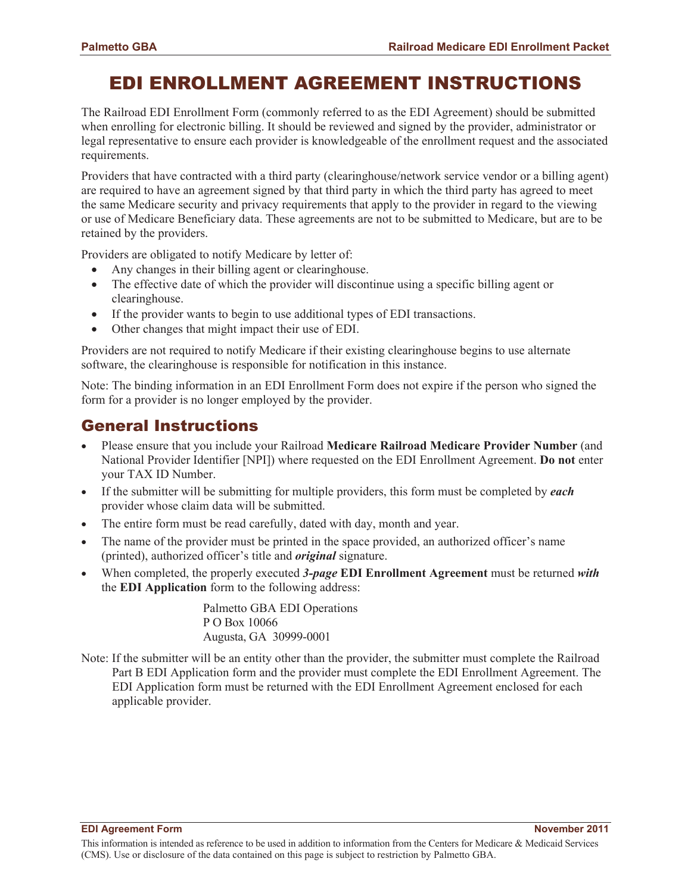# EDI ENROLLMENT AGREEMENT INSTRUCTIONS

The Railroad EDI Enrollment Form (commonly referred to as the EDI Agreement) should be submitted when enrolling for electronic billing. It should be reviewed and signed by the provider, administrator or legal representative to ensure each provider is knowledgeable of the enrollment request and the associated requirements.

Providers that have contracted with a third party (clearinghouse/network service vendor or a billing agent) are required to have an agreement signed by that third party in which the third party has agreed to meet the same Medicare security and privacy requirements that apply to the provider in regard to the viewing or use of Medicare Beneficiary data. These agreements are not to be submitted to Medicare, but are to be retained by the providers.

Providers are obligated to notify Medicare by letter of:

- Any changes in their billing agent or clearinghouse.
- The effective date of which the provider will discontinue using a specific billing agent or clearinghouse.
- If the provider wants to begin to use additional types of EDI transactions.
- Other changes that might impact their use of EDI.

Providers are not required to notify Medicare if their existing clearinghouse begins to use alternate software, the clearinghouse is responsible for notification in this instance.

Note: The binding information in an EDI Enrollment Form does not expire if the person who signed the form for a provider is no longer employed by the provider.

## General Instructions

- Please ensure that you include your Railroad **Medicare Railroad Medicare Provider Number** (and National Provider Identifier [NPI]) where requested on the EDI Enrollment Agreement. **Do not** enter your TAX ID Number.
- If the submitter will be submitting for multiple providers, this form must be completed by ***each*** provider whose claim data will be submitted.
- The entire form must be read carefully, dated with day, month and year.
- The name of the provider must be printed in the space provided, an authorized officer's name (printed), authorized officer's title and ***original*** signature.
- When completed, the properly executed ***3-page*** **EDI Enrollment Agreement** must be returned ***with*** the **EDI Application** form to the following address:

  Palmetto GBA EDI Operations
  P O Box 10066
  Augusta, GA 30999-0001

Note: If the submitter will be an entity other than the provider, the submitter must complete the Railroad Part B EDI Application form and the provider must complete the EDI Enrollment Agreement. The EDI Application form must be returned with the EDI Enrollment Agreement enclosed for each applicable provider.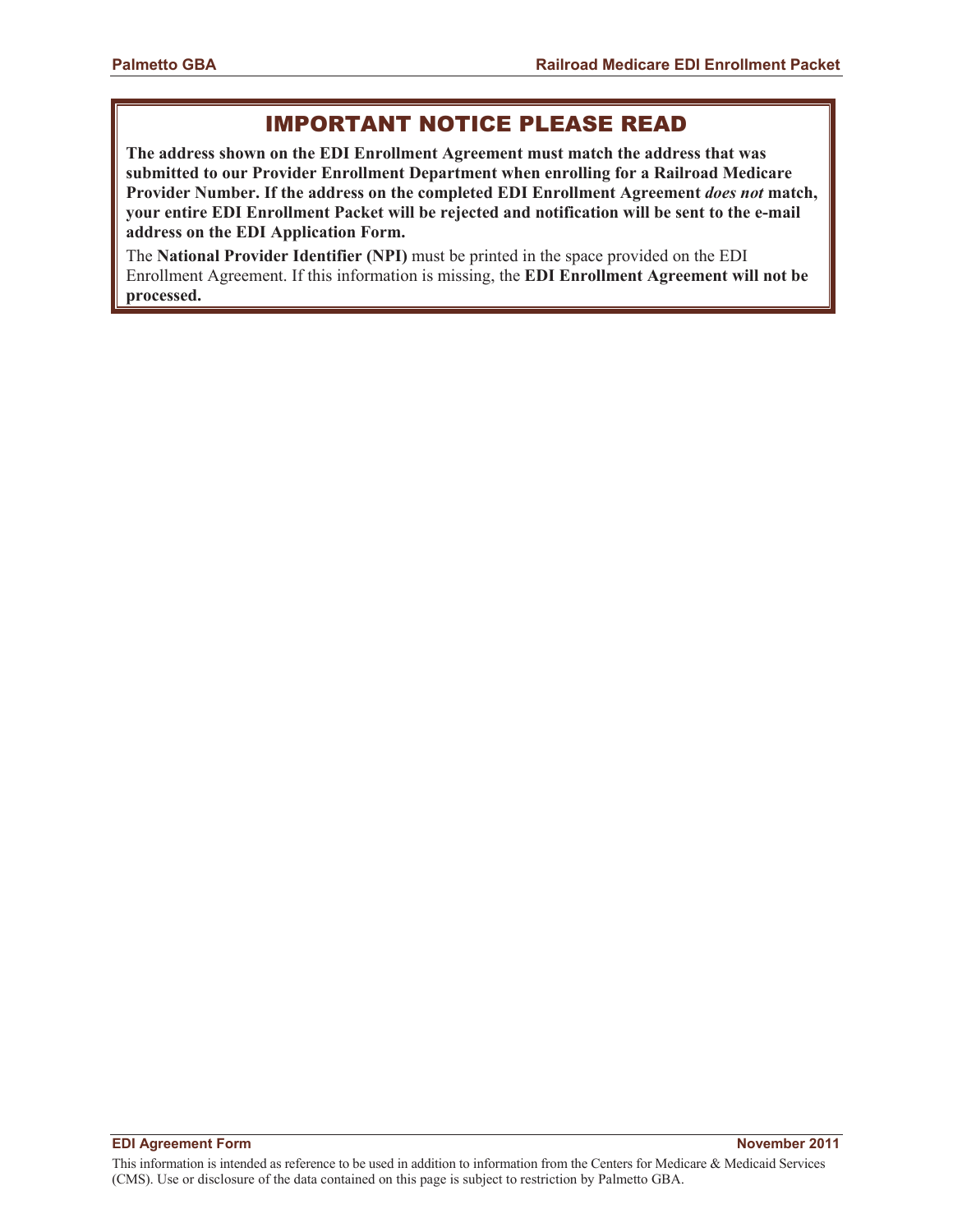## IMPORTANT NOTICE PLEASE READ

**The address shown on the EDI Enrollment Agreement must match the address that was submitted to our Provider Enrollment Department when enrolling for a Railroad Medicare Provider Number. If the address on the completed EDI Enrollment Agreement *does not* match, your entire EDI Enrollment Packet will be rejected and notification will be sent to the e-mail address on the EDI Application Form.**

The **National Provider Identifier (NPI)** must be printed in the space provided on the EDI Enrollment Agreement. If this information is missing, the **EDI Enrollment Agreement will not be processed.**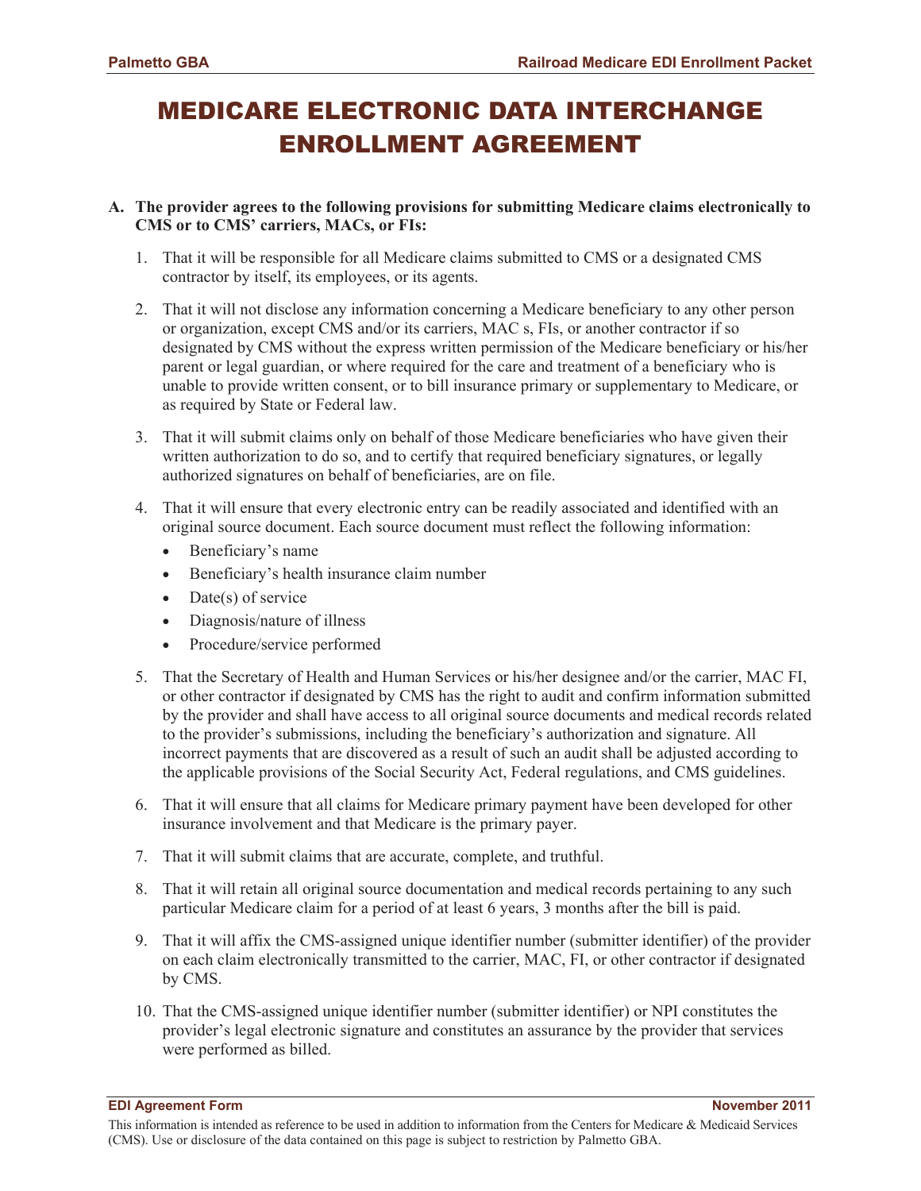# MEDICARE ELECTRONIC DATA INTERCHANGE ENROLLMENT AGREEMENT

**A. The provider agrees to the following provisions for submitting Medicare claims electronically to CMS or to CMS' carriers, MACs, or FIs:**

1. That it will be responsible for all Medicare claims submitted to CMS or a designated CMS contractor by itself, its employees, or its agents.
2. That it will not disclose any information concerning a Medicare beneficiary to any other person or organization, except CMS and/or its carriers, MAC s, FIs, or another contractor if so designated by CMS without the express written permission of the Medicare beneficiary or his/her parent or legal guardian, or where required for the care and treatment of a beneficiary who is unable to provide written consent, or to bill insurance primary or supplementary to Medicare, or as required by State or Federal law.
3. That it will submit claims only on behalf of those Medicare beneficiaries who have given their written authorization to do so, and to certify that required beneficiary signatures, or legally authorized signatures on behalf of beneficiaries, are on file.
4. That it will ensure that every electronic entry can be readily associated and identified with an original source document. Each source document must reflect the following information:
   - Beneficiary's name
   - Beneficiary's health insurance claim number
   - Date(s) of service
   - Diagnosis/nature of illness
   - Procedure/service performed
5. That the Secretary of Health and Human Services or his/her designee and/or the carrier, MAC FI, or other contractor if designated by CMS has the right to audit and confirm information submitted by the provider and shall have access to all original source documents and medical records related to the provider's submissions, including the beneficiary's authorization and signature. All incorrect payments that are discovered as a result of such an audit shall be adjusted according to the applicable provisions of the Social Security Act, Federal regulations, and CMS guidelines.
6. That it will ensure that all claims for Medicare primary payment have been developed for other insurance involvement and that Medicare is the primary payer.
7. That it will submit claims that are accurate, complete, and truthful.
8. That it will retain all original source documentation and medical records pertaining to any such particular Medicare claim for a period of at least 6 years, 3 months after the bill is paid.
9. That it will affix the CMS-assigned unique identifier number (submitter identifier) of the provider on each claim electronically transmitted to the carrier, MAC, FI, or other contractor if designated by CMS.
10. That the CMS-assigned unique identifier number (submitter identifier) or NPI constitutes the provider's legal electronic signature and constitutes an assurance by the provider that services were performed as billed.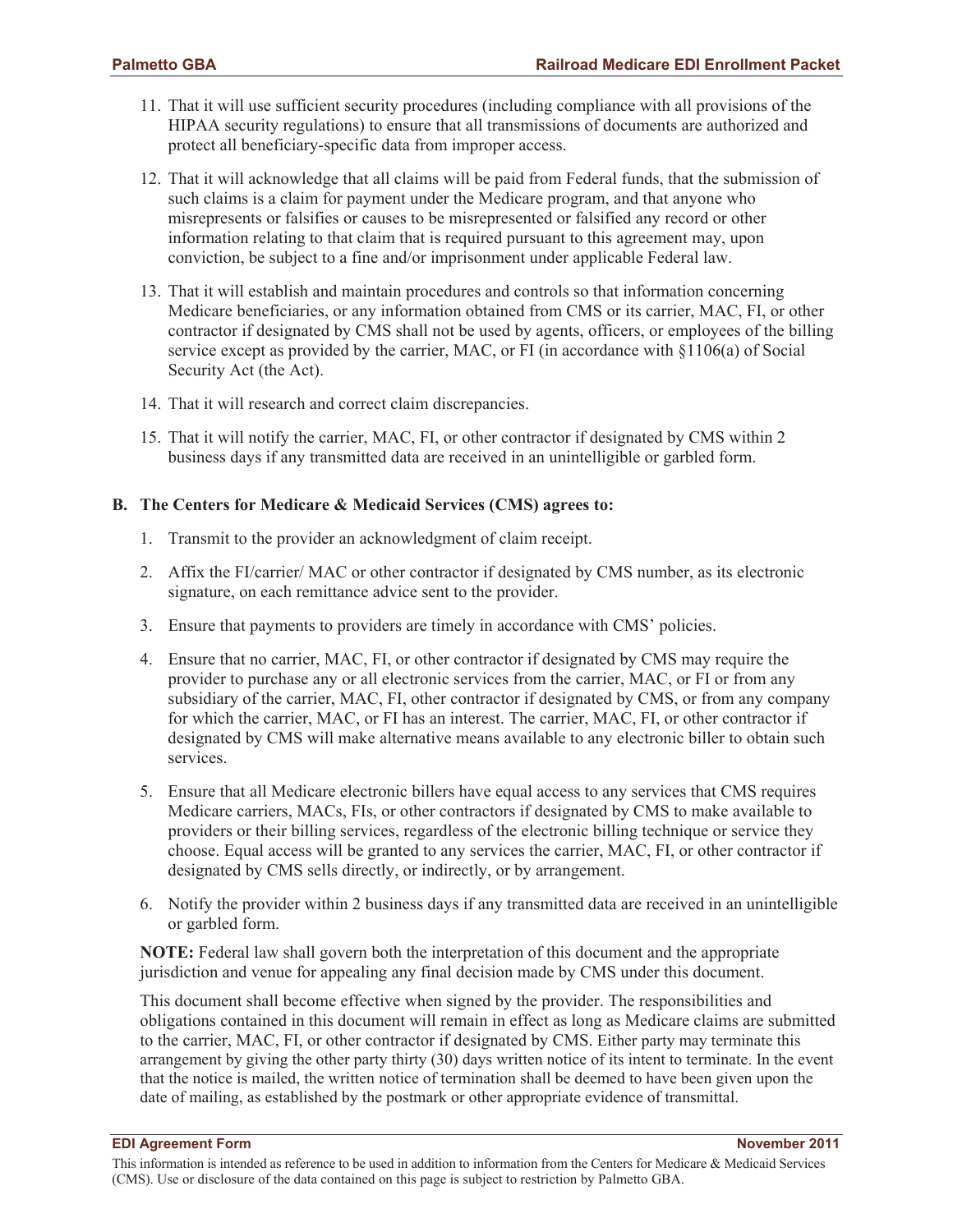11. That it will use sufficient security procedures (including compliance with all provisions of the HIPAA security regulations) to ensure that all transmissions of documents are authorized and protect all beneficiary-specific data from improper access.

12. That it will acknowledge that all claims will be paid from Federal funds, that the submission of such claims is a claim for payment under the Medicare program, and that anyone who misrepresents or falsifies or causes to be misrepresented or falsified any record or other information relating to that claim that is required pursuant to this agreement may, upon conviction, be subject to a fine and/or imprisonment under applicable Federal law.

13. That it will establish and maintain procedures and controls so that information concerning Medicare beneficiaries, or any information obtained from CMS or its carrier, MAC, FI, or other contractor if designated by CMS shall not be used by agents, officers, or employees of the billing service except as provided by the carrier, MAC, or FI (in accordance with §1106(a) of Social Security Act (the Act).

14. That it will research and correct claim discrepancies.

15. That it will notify the carrier, MAC, FI, or other contractor if designated by CMS within 2 business days if any transmitted data are received in an unintelligible or garbled form.

**B. The Centers for Medicare & Medicaid Services (CMS) agrees to:**

1. Transmit to the provider an acknowledgment of claim receipt.

2. Affix the FI/carrier/ MAC or other contractor if designated by CMS number, as its electronic signature, on each remittance advice sent to the provider.

3. Ensure that payments to providers are timely in accordance with CMS' policies.

4. Ensure that no carrier, MAC, FI, or other contractor if designated by CMS may require the provider to purchase any or all electronic services from the carrier, MAC, or FI or from any subsidiary of the carrier, MAC, FI, other contractor if designated by CMS, or from any company for which the carrier, MAC, or FI has an interest. The carrier, MAC, FI, or other contractor if designated by CMS will make alternative means available to any electronic biller to obtain such services.

5. Ensure that all Medicare electronic billers have equal access to any services that CMS requires Medicare carriers, MACs, FIs, or other contractors if designated by CMS to make available to providers or their billing services, regardless of the electronic billing technique or service they choose. Equal access will be granted to any services the carrier, MAC, FI, or other contractor if designated by CMS sells directly, or indirectly, or by arrangement.

6. Notify the provider within 2 business days if any transmitted data are received in an unintelligible or garbled form.

**NOTE:** Federal law shall govern both the interpretation of this document and the appropriate jurisdiction and venue for appealing any final decision made by CMS under this document.

This document shall become effective when signed by the provider. The responsibilities and obligations contained in this document will remain in effect as long as Medicare claims are submitted to the carrier, MAC, FI, or other contractor if designated by CMS. Either party may terminate this arrangement by giving the other party thirty (30) days written notice of its intent to terminate. In the event that the notice is mailed, the written notice of termination shall be deemed to have been given upon the date of mailing, as established by the postmark or other appropriate evidence of transmittal.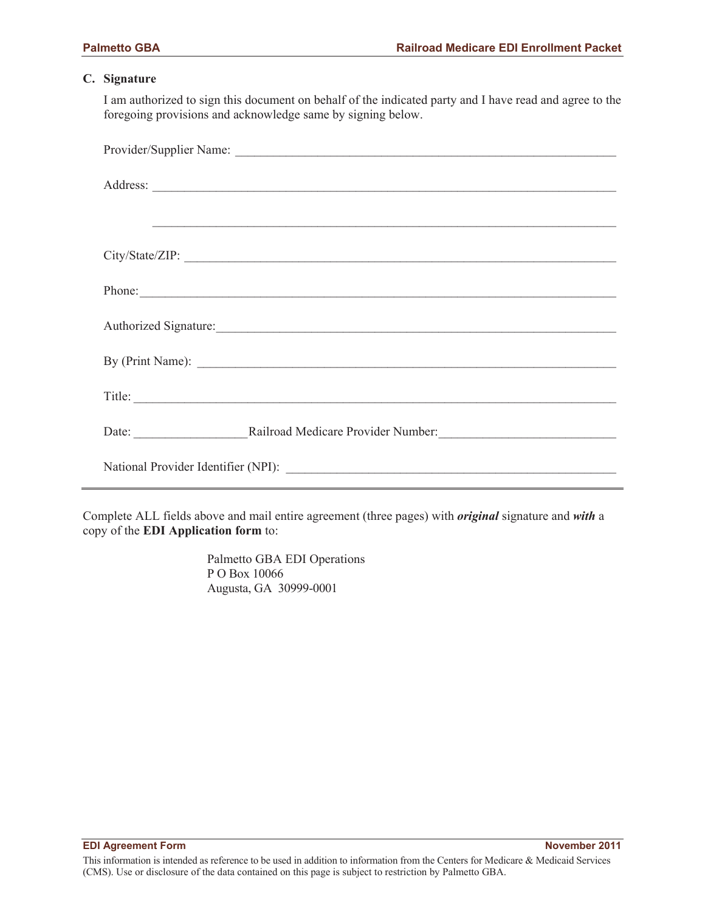## C. Signature

I am authorized to sign this document on behalf of the indicated party and I have read and agree to the foregoing provisions and acknowledge same by signing below.

Provider/Supplier Name: ______________________________________________________________

Address: ______________________________________________________________

______________________________________________________________

City/State/ZIP: ______________________________________________________________

Phone:______________________________________________________________

Authorized Signature:______________________________________________________________

By (Print Name): ______________________________________________________________

Title: ______________________________________________________________

Date: _________________ Railroad Medicare Provider Number:___________________________

National Provider Identifier (NPI): ____________________________________________________

---

Complete ALL fields above and mail entire agreement (three pages) with ***original*** signature and ***with*** a copy of the **EDI Application form** to:

Palmetto GBA EDI Operations
P O Box 10066
Augusta, GA 30999-0001

This information is intended as reference to be used in addition to information from the Centers for Medicare & Medicaid Services (CMS). Use or disclosure of the data contained on this page is subject to restriction by Palmetto GBA.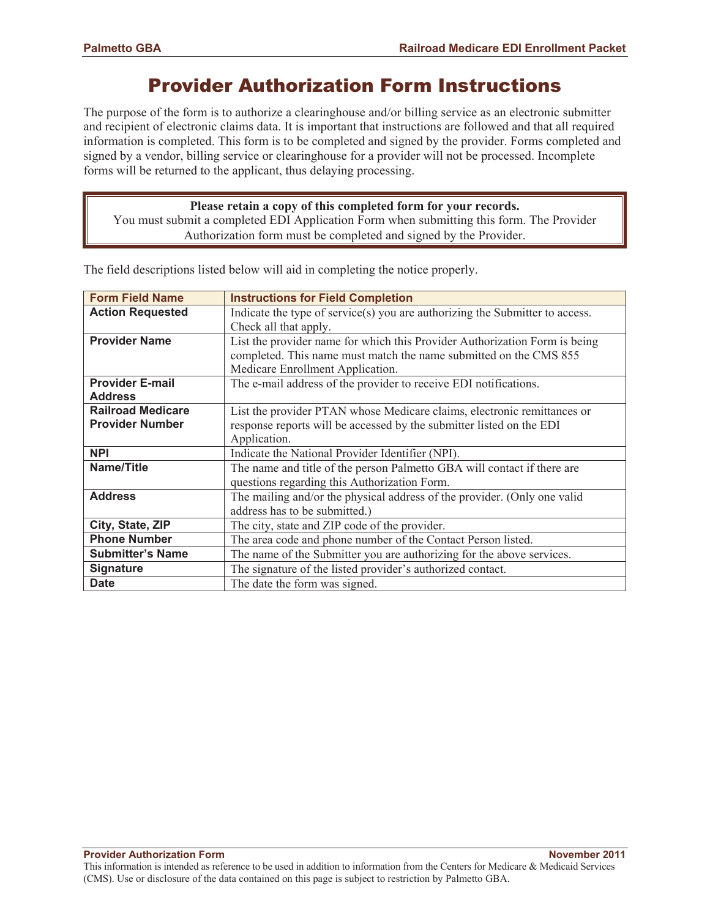# Provider Authorization Form Instructions

The purpose of the form is to authorize a clearinghouse and/or billing service as an electronic submitter and recipient of electronic claims data. It is important that instructions are followed and that all required information is completed. This form is to be completed and signed by the provider. Forms completed and signed by a vendor, billing service or clearinghouse for a provider will not be processed. Incomplete forms will be returned to the applicant, thus delaying processing.

> **Please retain a copy of this completed form for your records.**
> You must submit a completed EDI Application Form when submitting this form. The Provider Authorization form must be completed and signed by the Provider.

The field descriptions listed below will aid in completing the notice properly.

| Form Field Name | Instructions for Field Completion |
|---|---|
| **Action Requested** | Indicate the type of service(s) you are authorizing the Submitter to access. Check all that apply. |
| **Provider Name** | List the provider name for which this Provider Authorization Form is being completed. This name must match the name submitted on the CMS 855 Medicare Enrollment Application. |
| **Provider E-mail Address** | The e-mail address of the provider to receive EDI notifications. |
| **Railroad Medicare Provider Number** | List the provider PTAN whose Medicare claims, electronic remittances or response reports will be accessed by the submitter listed on the EDI Application. |
| **NPI** | Indicate the National Provider Identifier (NPI). |
| **Name/Title** | The name and title of the person Palmetto GBA will contact if there are questions regarding this Authorization Form. |
| **Address** | The mailing and/or the physical address of the provider. (Only one valid address has to be submitted.) |
| **City, State, ZIP** | The city, state and ZIP code of the provider. |
| **Phone Number** | The area code and phone number of the Contact Person listed. |
| **Submitter's Name** | The name of the Submitter you are authorizing for the above services. |
| **Signature** | The signature of the listed provider's authorized contact. |
| **Date** | The date the form was signed. |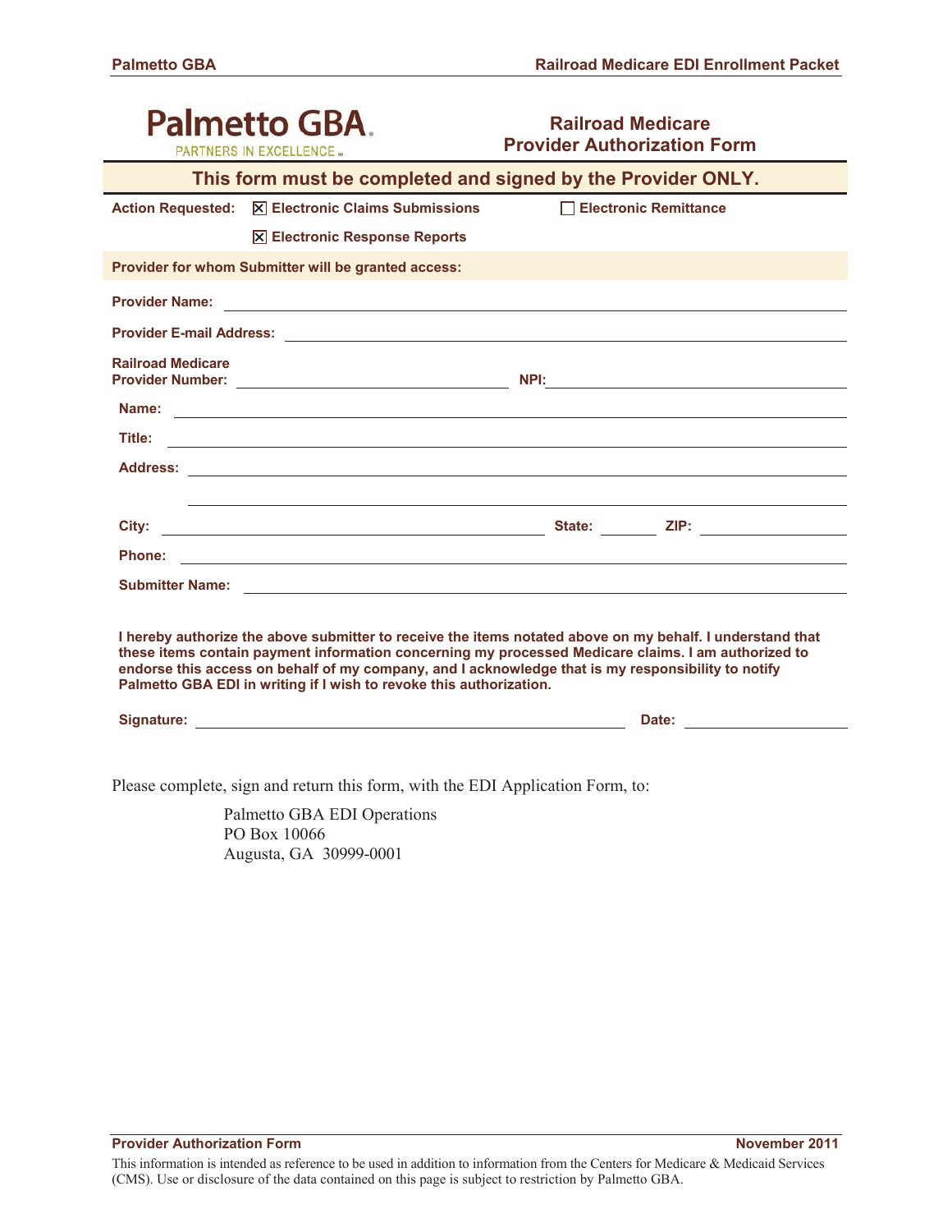**Palmetto GBA**
PARTNERS IN EXCELLENCE

## Railroad Medicare Provider Authorization Form

**This form must be completed and signed by the Provider ONLY.**

**Action Requested:** ☒ Electronic Claims Submissions ☐ Electronic Remittance

☒ Electronic Response Reports

**Provider for whom Submitter will be granted access:**

**Provider Name:** ______________________________

**Provider E-mail Address:** ______________________________

**Railroad Medicare Provider Number:** ______________________________ **NPI:** ______________________________

**Name:** ______________________________

**Title:** ______________________________

**Address:** ______________________________

______________________________

**City:** ______________________________ **State:** __________ **ZIP:** __________

**Phone:** ______________________________

**Submitter Name:** ______________________________

**I hereby authorize the above submitter to receive the items notated above on my behalf. I understand that these items contain payment information concerning my processed Medicare claims. I am authorized to endorse this access on behalf of my company, and I acknowledge that is my responsibility to notify Palmetto GBA EDI in writing if I wish to revoke this authorization.**

**Signature:** ______________________________ **Date:** __________

Please complete, sign and return this form, with the EDI Application Form, to:

Palmetto GBA EDI Operations
PO Box 10066
Augusta, GA 30999-0001

**Provider Authorization Form** **November 2011**

This information is intended as reference to be used in addition to information from the Centers for Medicare & Medicaid Services (CMS). Use or disclosure of the data contained on this page is subject to restriction by Palmetto GBA.